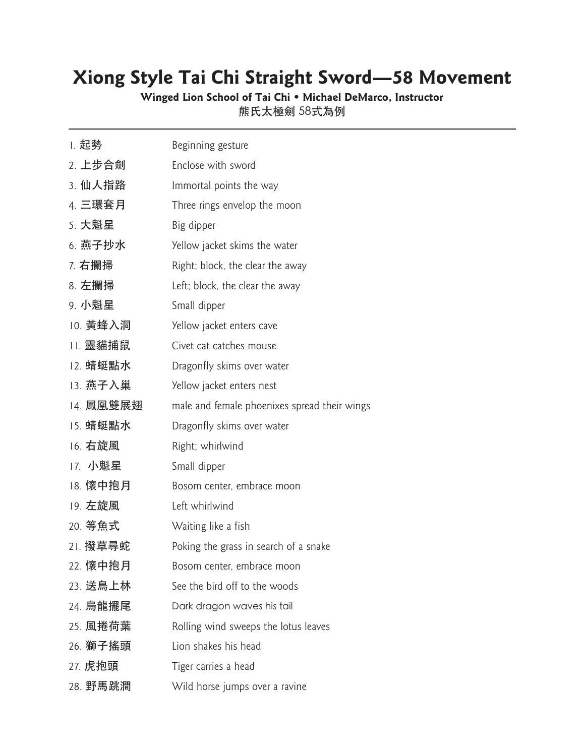# Xiong Style Tai Chi Straight Sword—58 Movement

**Winged Lion School of Tai Chi • Michael DeMarco, Instructor**

熊氏太極劍 58式為例

---

| | |
|---|---|
| 1. **起勢** | Beginning gesture |
| 2. **上步合劍** | Enclose with sword |
| 3. **仙人指路** | Immortal points the way |
| 4. **三環套月** | Three rings envelop the moon |
| 5. **大魁星** | Big dipper |
| 6. **燕子抄水** | Yellow jacket skims the water |
| 7. **右攔掃** | Right; block, the clear the away |
| 8. **左攔掃** | Left; block, the clear the away |
| 9. **小魁星** | Small dipper |
| 10. **黃蜂入洞** | Yellow jacket enters cave |
| 11. **靈貓捕鼠** | Civet cat catches mouse |
| 12. **蜻蜓點水** | Dragonfly skims over water |
| 13. **燕子入巢** | Yellow jacket enters nest |
| 14. **鳳凰雙展翅** | male and female phoenixes spread their wings |
| 15. **蜻蜓點水** | Dragonfly skims over water |
| 16. **右旋風** | Right; whirlwind |
| 17. **小魁星** | Small dipper |
| 18. **懷中抱月** | Bosom center, embrace moon |
| 19. **左旋風** | Left whirlwind |
| 20. **等魚式** | Waiting like a fish |
| 21. **撥草尋蛇** | Poking the grass in search of a snake |
| 22. **懷中抱月** | Bosom center, embrace moon |
| 23. **送鳥上林** | See the bird off to the woods |
| 24. **烏龍擺尾** | Dark dragon waves his tail |
| 25. **風捲荷葉** | Rolling wind sweeps the lotus leaves |
| 26. **獅子搖頭** | Lion shakes his head |
| 27. **虎抱頭** | Tiger carries a head |
| 28. **野馬跳澗** | Wild horse jumps over a ravine |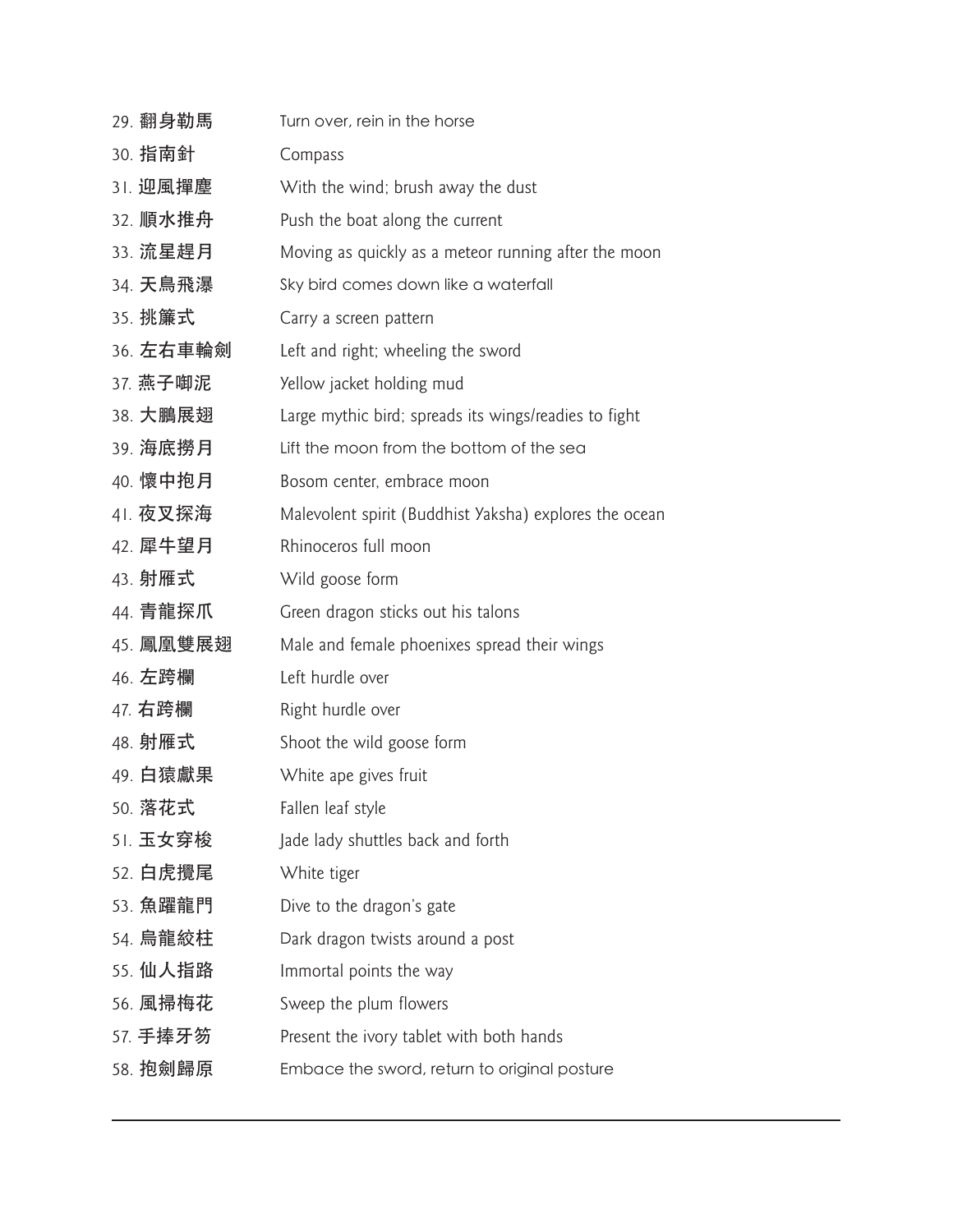| | |
| --- | --- |
| 29. 翻身勒馬 | Turn over, rein in the horse |
| 30. 指南針 | Compass |
| 31. 迎風撣塵 | With the wind; brush away the dust |
| 32. 順水推舟 | Push the boat along the current |
| 33. 流星趕月 | Moving as quickly as a meteor running after the moon |
| 34. 天鳥飛瀑 | Sky bird comes down like a waterfall |
| 35. 挑簾式 | Carry a screen pattern |
| 36. 左右車輪劍 | Left and right; wheeling the sword |
| 37. 燕子啣泥 | Yellow jacket holding mud |
| 38. 大鵬展翅 | Large mythic bird; spreads its wings/readies to fight |
| 39. 海底撈月 | Lift the moon from the bottom of the sea |
| 40. 懷中抱月 | Bosom center, embrace moon |
| 41. 夜叉探海 | Malevolent spirit (Buddhist Yaksha) explores the ocean |
| 42. 犀牛望月 | Rhinoceros full moon |
| 43. 射雁式 | Wild goose form |
| 44. 青龍探爪 | Green dragon sticks out his talons |
| 45. 鳳凰雙展翅 | Male and female phoenixes spread their wings |
| 46. 左跨欄 | Left hurdle over |
| 47. 右跨欄 | Right hurdle over |
| 48. 射雁式 | Shoot the wild goose form |
| 49. 白猿獻果 | White ape gives fruit |
| 50. 落花式 | Fallen leaf style |
| 51. 玉女穿梭 | Jade lady shuttles back and forth |
| 52. 白虎攪尾 | White tiger |
| 53. 魚躍龍門 | Dive to the dragon's gate |
| 54. 烏龍絞柱 | Dark dragon twists around a post |
| 55. 仙人指路 | Immortal points the way |
| 56. 風掃梅花 | Sweep the plum flowers |
| 57. 手捧牙笏 | Present the ivory tablet with both hands |
| 58. 抱劍歸原 | Embace the sword, return to original posture |